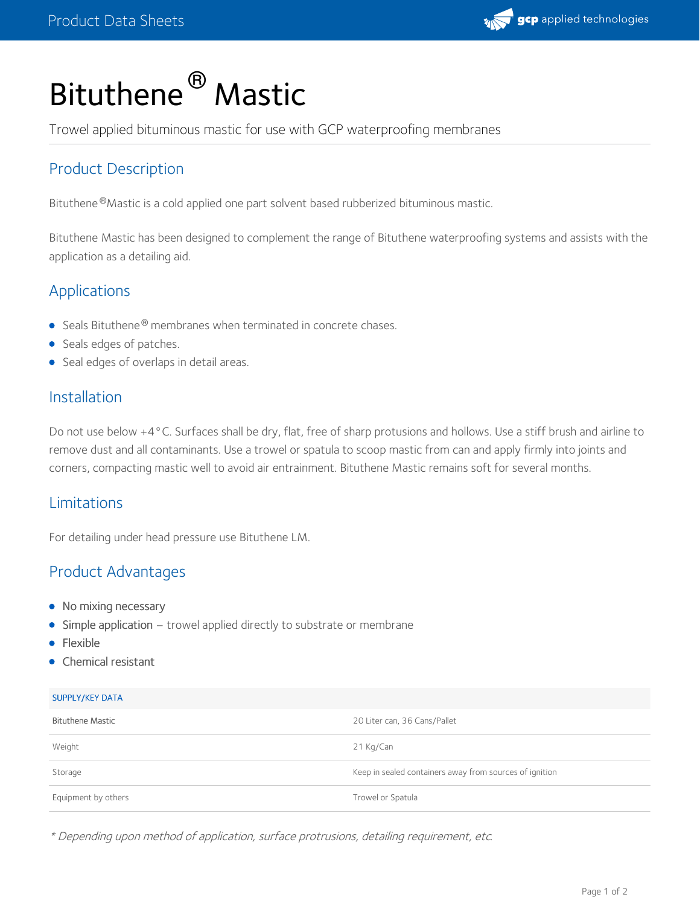# Bituthene® Mastic

Trowel applied bituminous mastic for use with GCP waterproofing membranes

## Product Description

Bituthene®Mastic is a cold applied one part solvent based rubberized bituminous mastic.

Bituthene Mastic has been designed to complement the range of Bituthene waterproofing systems and assists with the application as a detailing aid.

## Applications

- Seals Bituthene® membranes when terminated in concrete chases.
- Seals edges of patches.
- Seal edges of overlaps in detail areas.

## Installation

Do not use below +4°C. Surfaces shall be dry, flat, free of sharp protusions and hollows. Use a stiff brush and airline to remove dust and all contaminants. Use a trowel or spatula to scoop mastic from can and apply firmly into joints and corners, compacting mastic well to avoid air entrainment. Bituthene Mastic remains soft for several months.

## Limitations

For detailing under head pressure use Bituthene LM.

## Product Advantages

- No mixing necessary
- Simple application – trowel applied directly to substrate or membrane
- Flexible
- Chemical resistant

| SUPPLY/KEY DATA | |
|---|---|
| Bituthene Mastic | 20 Liter can, 36 Cans/Pallet |
| Weight | 21 Kg/Can |
| Storage | Keep in sealed containers away from sources of ignition |
| Equipment by others | Trowel or Spatula |

*\* Depending upon method of application, surface protrusions, detailing requirement, etc.*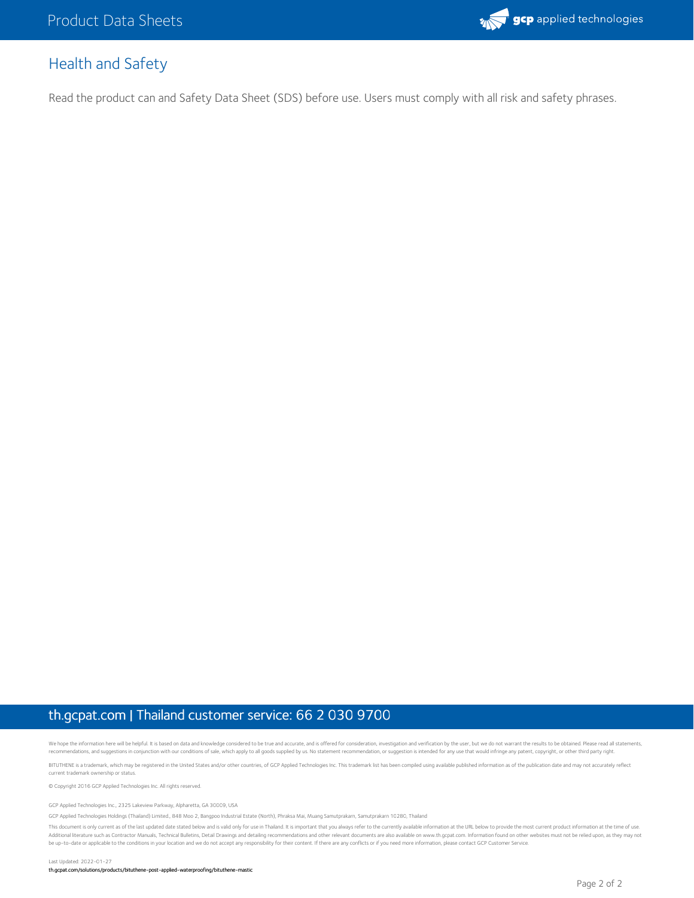## Health and Safety

Read the product can and Safety Data Sheet (SDS) before use. Users must comply with all risk and safety phrases.

## th.gcpat.com | Thailand customer service: 66 2 030 9700

We hope the information here will be helpful. It is based on data and knowledge considered to be true and accurate, and is offered for consideration, investigation and verification by the user, but we do not warrant the results to be obtained. Please read all statements, recommendations, and suggestions in conjunction with our conditions of sale, which apply to all goods supplied by us. No statement recommendation, or suggestion is intended for any use that would infringe any patent, copyright, or other third party right.

BITUTHENE is a trademark, which may be registered in the United States and/or other countries, of GCP Applied Technologies Inc. This trademark list has been compiled using available published information as of the publication date and may not accurately reflect current trademark ownership or status.

© Copyright 2016 GCP Applied Technologies Inc. All rights reserved.

GCP Applied Technologies Inc., 2325 Lakeview Parkway, Alpharetta, GA 30009, USA

GCP Applied Technologies Holdings (Thailand) Limited., 848 Moo 2, Bangpoo Industrial Estate (North), Phraksa Mai, Muang Samutprakarn, Samutprakarn 10280, Thailand

This document is only current as of the last updated date stated below and is valid only for use in Thailand. It is important that you always refer to the currently available information at the URL below to provide the most current product information at the time of use. Additional literature such as Contractor Manuals, Technical Bulletins, Detail Drawings and detailing recommendations and other relevant documents are also available on www.th.gcpat.com. Information found on other websites must not be relied upon, as they may not be up-to-date or applicable to the conditions in your location and we do not accept any responsibility for their content. If there are any conflicts or if you need more information, please contact GCP Customer Service.

Last Updated: 2022-01-27

th.gcpat.com/solutions/products/bituthene-post-applied-waterproofing/bituthene-mastic